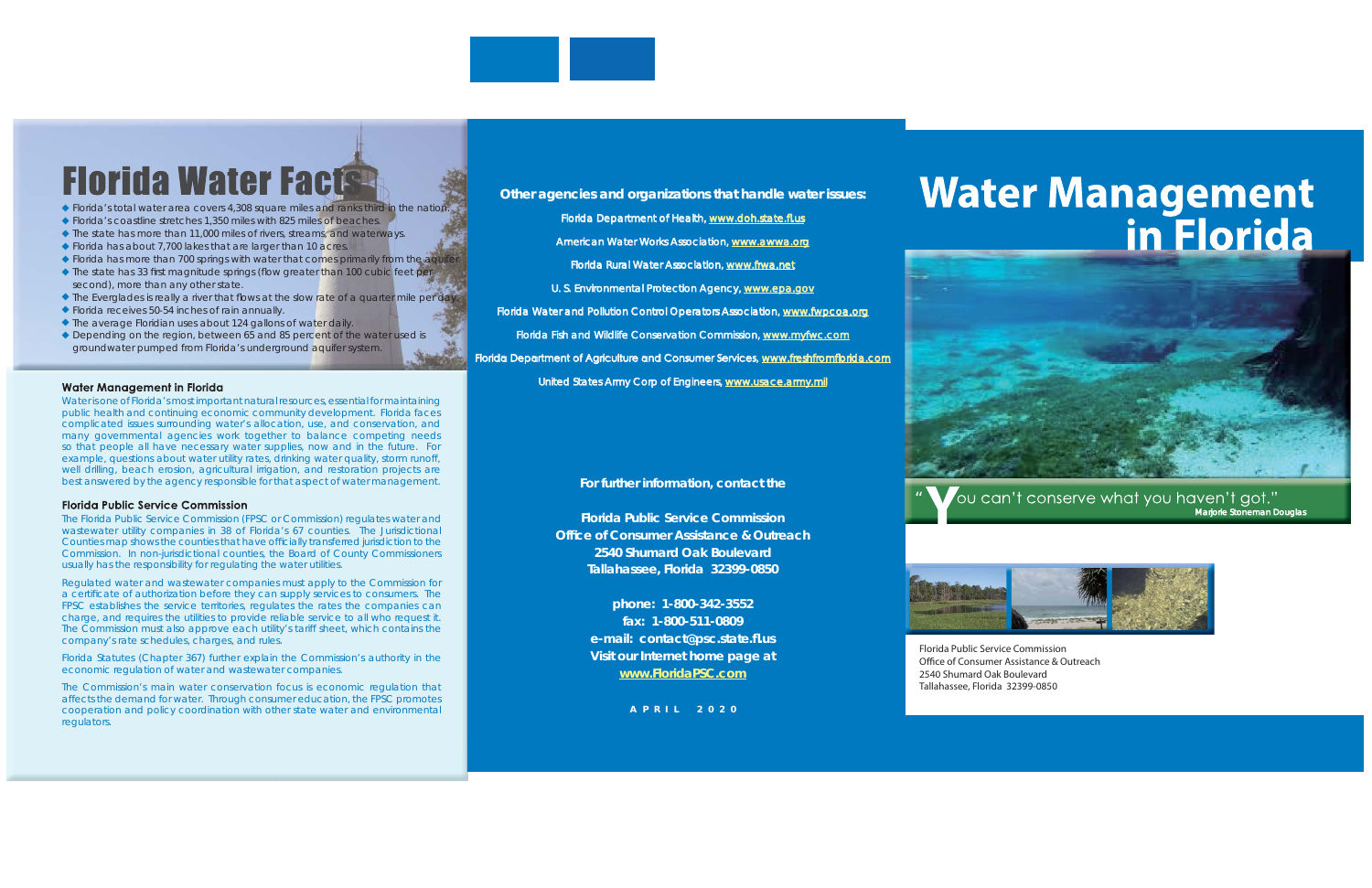# Florida Water Facts

- Florida's total water area covers 4,308 square miles and ranks third in the nation.
- Florida's coastline stretches 1,350 miles with 825 miles of beaches.
- The state has more than 11,000 miles of rivers, streams, and waterways.
- Florida has about 7,700 lakes that are larger than 10 acres.
- Florida has more than 700 springs with water that comes primarily from the aquifer.
- The state has 33 first magnitude springs (flow greater than 100 cubic feet per second), more than any other state.
- The Everglades is really a river that flows at the slow rate of a quarter mile per day.
- Florida receives 50-54 inches of rain annually.
- The average Floridian uses about 124 gallons of water daily.
- Depending on the region, between 65 and 85 percent of the water used is groundwater pumped from Florida's underground aquifer system.

### Water Management in Florida

Water is one of Florida's most important natural resources, essential for maintaining public health and continuing economic community development. Florida faces complicated issues surrounding water's allocation, use, and conservation, and many governmental agencies work together to balance competing needs so that people all have necessary water supplies, now and in the future. For example, questions about water utility rates, drinking water quality, storm runoff, well drilling, beach erosion, agricultural irrigation, and restoration projects are best answered by the agency responsible for that aspect of water management.

### Florida Public Service Commission

The Florida Public Service Commission (FPSC or Commission) regulates water and wastewater utility companies in 38 of Florida's 67 counties. The Jurisdictional Counties map shows the counties that have officially transferred jurisdiction to the Commission. In non-jurisdictional counties, the Board of County Commissioners usually has the responsibility for regulating the water utilities.

Regulated water and wastewater companies must apply to the Commission for a certificate of authorization before they can supply services to consumers. The FPSC establishes the service territories, regulates the rates the companies can charge, and requires the utilities to provide reliable service to all who request it. The Commission must also approve each utility's tariff sheet, which contains the company's rate schedules, charges, and rules.

Florida Statutes (Chapter 367) further explain the Commission's authority in the economic regulation of water and wastewater companies.

The Commission's main water conservation focus is economic regulation that affects the demand for water. Through consumer education, the FPSC promotes cooperation and policy coordination with other state water and environmental regulators.

**Other agencies and organizations that handle water issues:**

Florida Department of Health, www.doh.state.fl.us

American Water Works Association, www.awwa.org

Florida Rural Water Association, www.frwa.net

U. S. Environmental Protection Agency, www.epa.gov

Florida Water and Pollution Control Operators Association, www.fwpcoa.org

Florida Fish and Wildlife Conservation Commission, www.myfwc.com

Florida Department of Agriculture and Consumer Services, www.freshfromflorida.com

United States Army Corp of Engineers, www.usace.army.mil

**For further information, contact the**

**Florida Public Service Commission**
**Office of Consumer Assistance & Outreach**
**2540 Shumard Oak Boulevard**
**Tallahassee, Florida 32399-0850**

**phone: 1-800-342-3552**
**fax: 1-800-511-0809**
**e-mail: contact@psc.state.fl.us**
**Visit our Internet home page at**
**www.FloridaPSC.com**

**APRIL 2020**

# Water Management in Florida

"You can't conserve what you haven't got."
**Marjorie Stoneman Douglas**

Florida Public Service Commission
Office of Consumer Assistance & Outreach
2540 Shumard Oak Boulevard
Tallahassee, Florida 32399-0850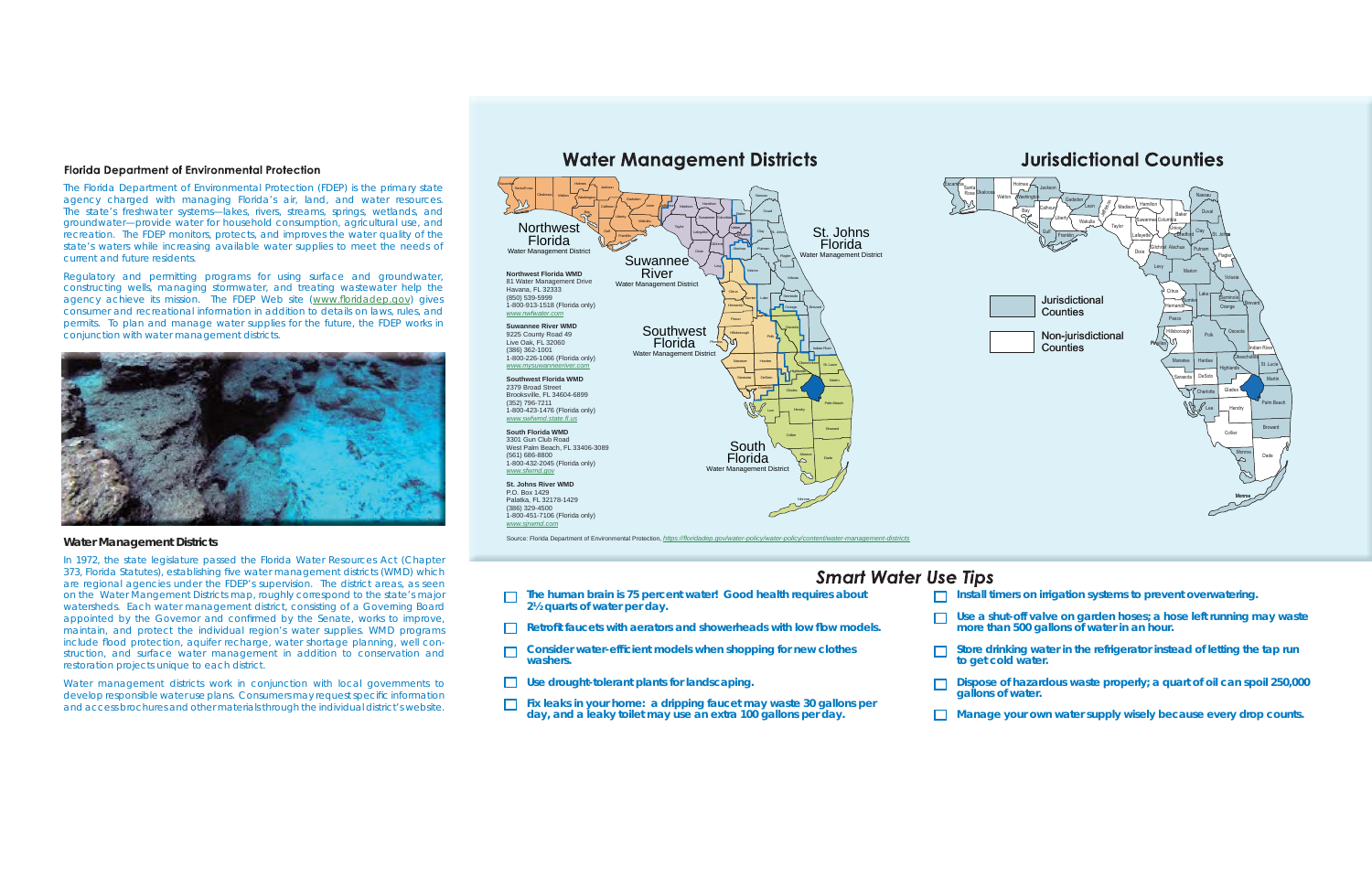### Florida Department of Environmental Protection

The Florida Department of Environmental Protection (FDEP) is the primary state agency charged with managing Florida's air, land, and water resources. The state's freshwater systems—lakes, rivers, streams, springs, wetlands, and groundwater—provide water for household consumption, agricultural use, and recreation. The FDEP monitors, protects, and improves the water quality of the state's waters while increasing available water supplies to meet the needs of current and future residents.

Regulatory and permitting programs for using surface and groundwater, constructing wells, managing stormwater, and treating wastewater help the agency achieve its mission. The FDEP Web site (www.floridadep.gov) gives consumer and recreational information in addition to details on laws, rules, and permits. To plan and manage water supplies for the future, the FDEP works in conjunction with water management districts.

### Water Management Districts

In 1972, the state legislature passed the Florida Water Resources Act (Chapter 373, Florida Statutes), establishing five water management districts (WMD) which are regional agencies under the FDEP's supervision. The district areas, as seen on the Water Mangement Districts map, roughly correspond to the state's major watersheds. Each water management district, consisting of a Governing Board appointed by the Governor and confirmed by the Senate, works to improve, maintain, and protect the individual region's water supplies. WMD programs include flood protection, aquifer recharge, water shortage planning, well construction, and surface water management in addition to conservation and restoration projects unique to each district.

Water management districts work in conjunction with local governments to develop responsible water use plans. Consumers may request specific information and access brochures and other materials through the individual district's website.

## Water Management Districts

Northwest Florida Water Management District

Suwannee River Water Management District

St. Johns Florida Water Management District

Southwest Florida Water Management District

South Florida Water Management District

**Northwest Florida WMD**
81 Water Management Drive
Havana, FL 32333
(850) 539-5999
1-800-913-1518 (Florida only)
www.nwfwater.com

**Suwannee River WMD**
9225 County Road 49
Live Oak, FL 32060
(386) 362-1001
1-800-226-1066 (Florida only)
www.mysuwanneeriver.com

**Southwest Florida WMD**
2379 Broad Street
Brooksville, FL 34604-6899
(352) 796-7211
1-800-423-1476 (Florida only)
www.swfwmd.state.fl.us

**South Florida WMD**
3301 Gun Club Road
West Palm Beach, FL 33406-3089
(561) 686-8800
1-800-432-2045 (Florida only)
www.sfwmd.gov

**St. Johns River WMD**
P.O. Box 1429
Palatka, FL 32178-1429
(386) 329-4500
1-800-451-7106 (Florida only)
www.sjrwmd.com

## Jurisdictional Counties

Jurisdictional Counties

Non-jurisdictional Counties

Source: Florida Department of Environmental Protection, https://floridadep.gov/water-policy/water-policy/content/water-management-districts

## *Smart Water Use Tips*

- ☐ **The human brain is 75 percent water! Good health requires about 2½ quarts of water per day.**
- ☐ **Retrofit faucets with aerators and showerheads with low flow models.**
- ☐ **Consider water-efficient models when shopping for new clothes washers.**
- ☐ **Use drought-tolerant plants for landscaping.**
- ☐ **Fix leaks in your home: a dripping faucet may waste 30 gallons per day, and a leaky toilet may use an extra 100 gallons per day.**
- ☐ **Install timers on irrigation systems to prevent overwatering.**
- ☐ **Use a shut-off valve on garden hoses; a hose left running may waste more than 500 gallons of water in an hour.**
- ☐ **Store drinking water in the refrigerator instead of letting the tap run to get cold water.**
- ☐ **Dispose of hazardous waste properly; a quart of oil can spoil 250,000 gallons of water.**
- ☐ **Manage your own water supply wisely because every drop counts.**